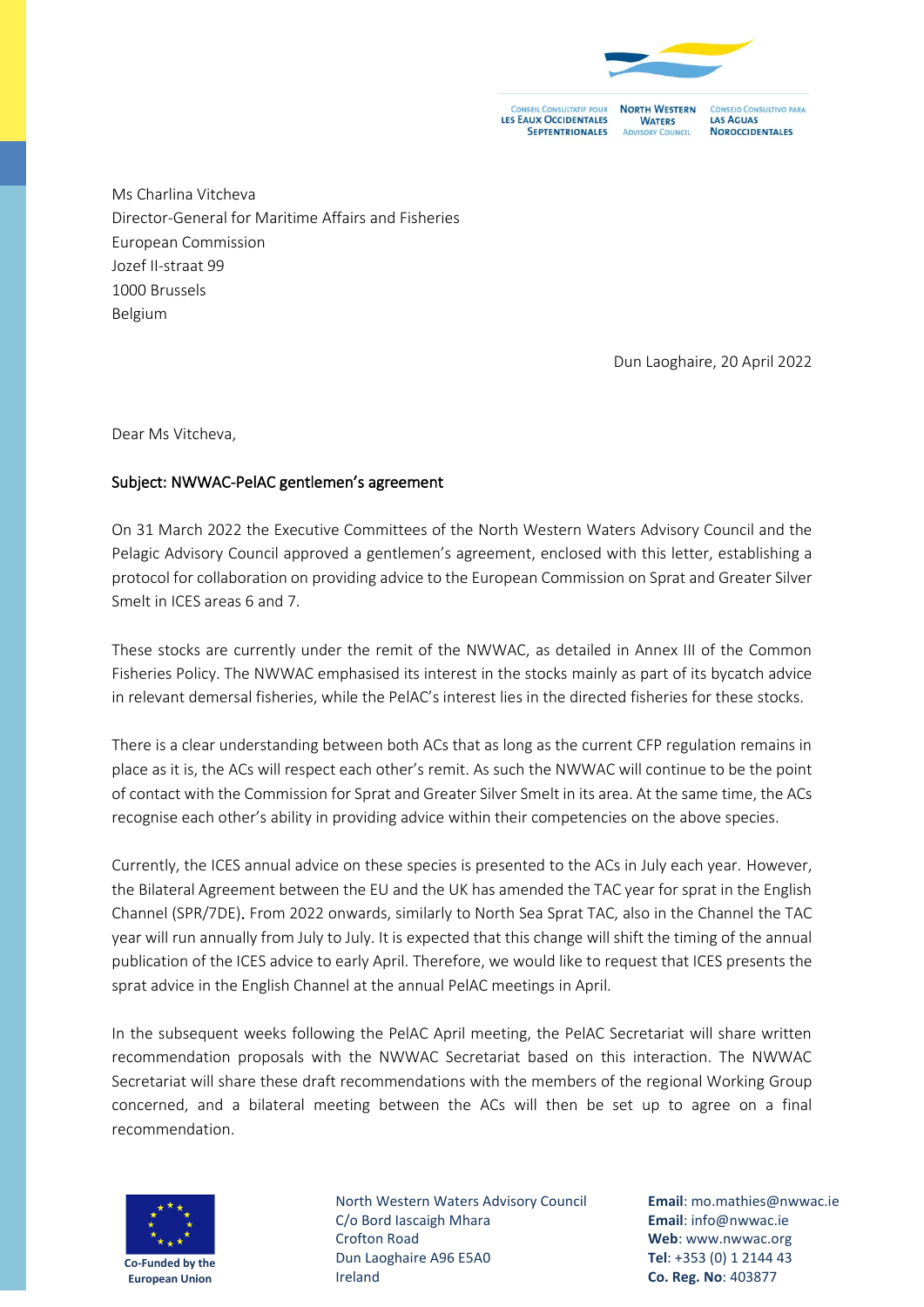CONSEIL CONSULTATIF POUR LES EAUX OCCIDENTALES SEPTENTRIONALES | NORTH WESTERN WATERS ADVISORY COUNCIL | CONSEJO CONSULTIVO PARA LAS AGUAS NOROCCIDENTALES

Ms Charlina Vitcheva
Director-General for Maritime Affairs and Fisheries
European Commission
Jozef II-straat 99
1000 Brussels
Belgium

Dun Laoghaire, 20 April 2022

Dear Ms Vitcheva,

Subject: NWWAC-PelAC gentlemen's agreement

On 31 March 2022 the Executive Committees of the North Western Waters Advisory Council and the Pelagic Advisory Council approved a gentlemen's agreement, enclosed with this letter, establishing a protocol for collaboration on providing advice to the European Commission on Sprat and Greater Silver Smelt in ICES areas 6 and 7.

These stocks are currently under the remit of the NWWAC, as detailed in Annex III of the Common Fisheries Policy. The NWWAC emphasised its interest in the stocks mainly as part of its bycatch advice in relevant demersal fisheries, while the PelAC's interest lies in the directed fisheries for these stocks.

There is a clear understanding between both ACs that as long as the current CFP regulation remains in place as it is, the ACs will respect each other's remit. As such the NWWAC will continue to be the point of contact with the Commission for Sprat and Greater Silver Smelt in its area. At the same time, the ACs recognise each other's ability in providing advice within their competencies on the above species.

Currently, the ICES annual advice on these species is presented to the ACs in July each year. However, the Bilateral Agreement between the EU and the UK has amended the TAC year for sprat in the English Channel (SPR/7DE). From 2022 onwards, similarly to North Sea Sprat TAC, also in the Channel the TAC year will run annually from July to July. It is expected that this change will shift the timing of the annual publication of the ICES advice to early April. Therefore, we would like to request that ICES presents the sprat advice in the English Channel at the annual PelAC meetings in April.

In the subsequent weeks following the PelAC April meeting, the PelAC Secretariat will share written recommendation proposals with the NWWAC Secretariat based on this interaction. The NWWAC Secretariat will share these draft recommendations with the members of the regional Working Group concerned, and a bilateral meeting between the ACs will then be set up to agree on a final recommendation.

Co-Funded by the European Union

North Western Waters Advisory Council
C/o Bord Iascaigh Mhara
Crofton Road
Dun Laoghaire A96 E5A0
Ireland

**Email**: mo.mathies@nwwac.ie
**Email**: info@nwwac.ie
**Web**: www.nwwac.org
**Tel**: +353 (0) 1 2144 43
**Co. Reg. No**: 403877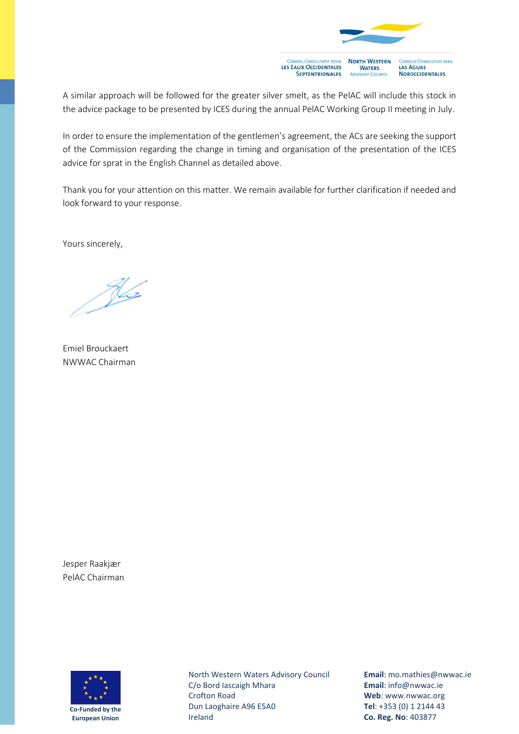A similar approach will be followed for the greater silver smelt, as the PelAC will include this stock in the advice package to be presented by ICES during the annual PelAC Working Group II meeting in July.

In order to ensure the implementation of the gentlemen's agreement, the ACs are seeking the support of the Commission regarding the change in timing and organisation of the presentation of the ICES advice for sprat in the English Channel as detailed above.

Thank you for your attention on this matter. We remain available for further clarification if needed and look forward to your response.

Yours sincerely,

Emiel Brouckaert
NWWAC Chairman

Jesper Raakjær
PelAC Chairman

Co-Funded by the European Union

North Western Waters Advisory Council
C/o Bord Iascaigh Mhara
Crofton Road
Dun Laoghaire A96 E5A0
Ireland

**Email**: mo.mathies@nwwac.ie
**Email**: info@nwwac.ie
**Web**: www.nwwac.org
**Tel**: +353 (0) 1 2144 43
**Co. Reg. No**: 403877